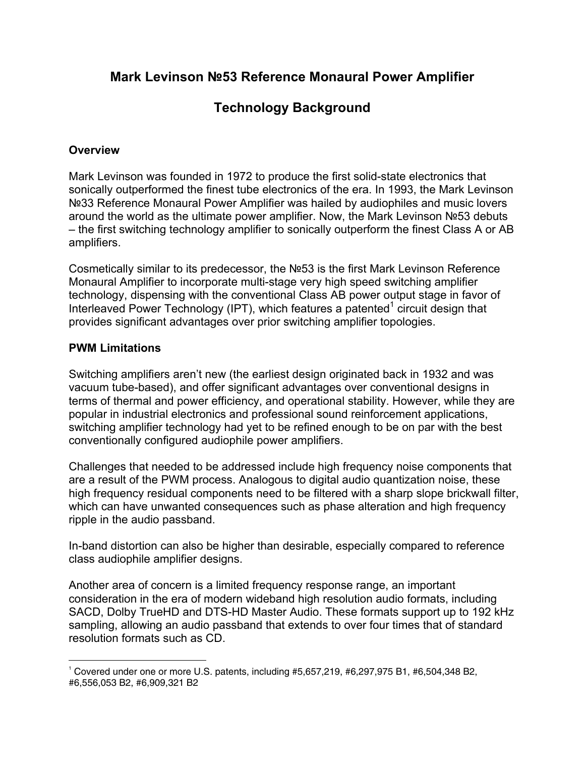# Mark Levinson №53 Reference Monaural Power Amplifier

# Technology Background

## Overview

Mark Levinson was founded in 1972 to produce the first solid-state electronics that sonically outperformed the finest tube electronics of the era. In 1993, the Mark Levinson №33 Reference Monaural Power Amplifier was hailed by audiophiles and music lovers around the world as the ultimate power amplifier. Now, the Mark Levinson №53 debuts – the first switching technology amplifier to sonically outperform the finest Class A or AB amplifiers.

Cosmetically similar to its predecessor, the №53 is the first Mark Levinson Reference Monaural Amplifier to incorporate multi-stage very high speed switching amplifier technology, dispensing with the conventional Class AB power output stage in favor of Interleaved Power Technology (IPT), which features a patented[1] circuit design that provides significant advantages over prior switching amplifier topologies.

## PWM Limitations

Switching amplifiers aren't new (the earliest design originated back in 1932 and was vacuum tube-based), and offer significant advantages over conventional designs in terms of thermal and power efficiency, and operational stability. However, while they are popular in industrial electronics and professional sound reinforcement applications, switching amplifier technology had yet to be refined enough to be on par with the best conventionally configured audiophile power amplifiers.

Challenges that needed to be addressed include high frequency noise components that are a result of the PWM process. Analogous to digital audio quantization noise, these high frequency residual components need to be filtered with a sharp slope brickwall filter, which can have unwanted consequences such as phase alteration and high frequency ripple in the audio passband.

In-band distortion can also be higher than desirable, especially compared to reference class audiophile amplifier designs.

Another area of concern is a limited frequency response range, an important consideration in the era of modern wideband high resolution audio formats, including SACD, Dolby TrueHD and DTS-HD Master Audio. These formats support up to 192 kHz sampling, allowing an audio passband that extends to over four times that of standard resolution formats such as CD.

---

[1] Covered under one or more U.S. patents, including #5,657,219, #6,297,975 B1, #6,504,348 B2, #6,556,053 B2, #6,909,321 B2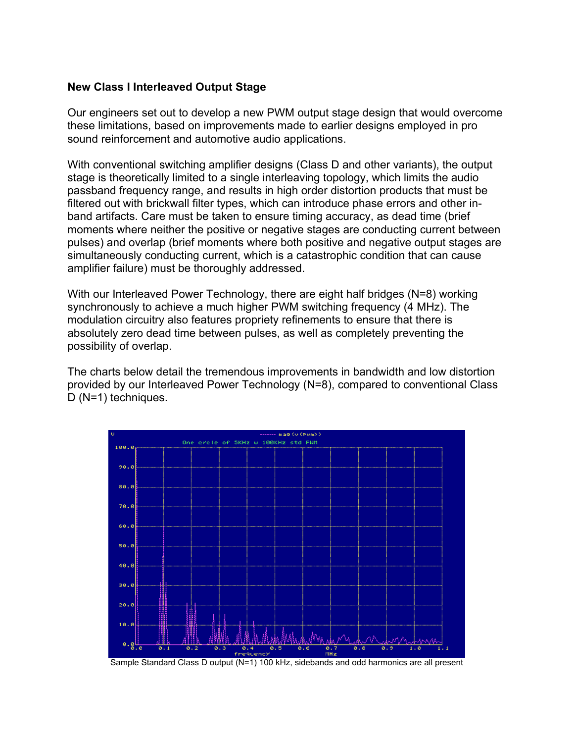**New Class I Interleaved Output Stage**

Our engineers set out to develop a new PWM output stage design that would overcome these limitations, based on improvements made to earlier designs employed in pro sound reinforcement and automotive audio applications.

With conventional switching amplifier designs (Class D and other variants), the output stage is theoretically limited to a single interleaving topology, which limits the audio passband frequency range, and results in high order distortion products that must be filtered out with brickwall filter types, which can introduce phase errors and other in-band artifacts. Care must be taken to ensure timing accuracy, as dead time (brief moments where neither the positive or negative stages are conducting current between pulses) and overlap (brief moments where both positive and negative output stages are simultaneously conducting current, which is a catastrophic condition that can cause amplifier failure) must be thoroughly addressed.

With our Interleaved Power Technology, there are eight half bridges (N=8) working synchronously to achieve a much higher PWM switching frequency (4 MHz). The modulation circuitry also features propriety refinements to ensure that there is absolutely zero dead time between pulses, as well as completely preventing the possibility of overlap.

The charts below detail the tremendous improvements in bandwidth and low distortion provided by our Interleaved Power Technology (N=8), compared to conventional Class D (N=1) techniques.

Sample Standard Class D output (N=1) 100 kHz, sidebands and odd harmonics are all present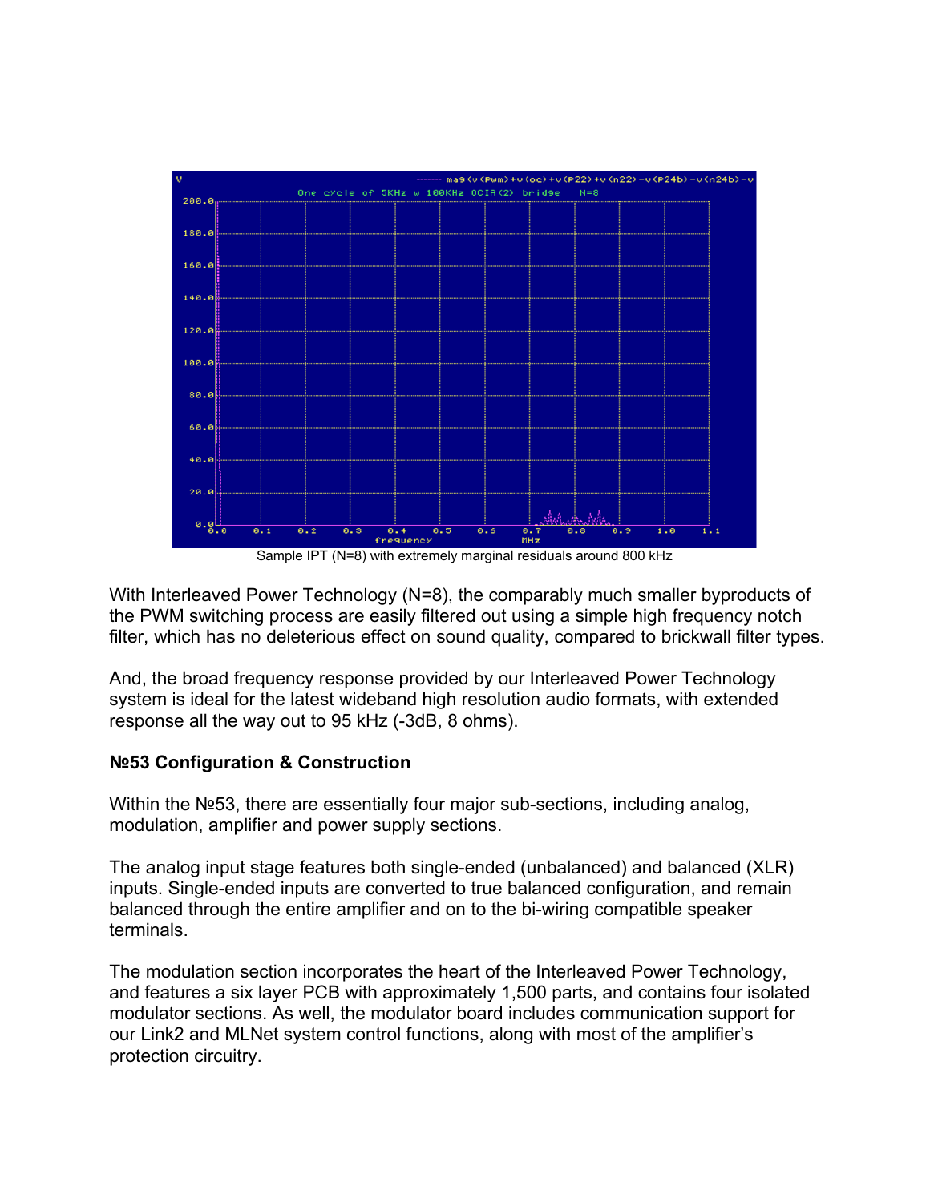Sample IPT (N=8) with extremely marginal residuals around 800 kHz

With Interleaved Power Technology (N=8), the comparably much smaller byproducts of the PWM switching process are easily filtered out using a simple high frequency notch filter, which has no deleterious effect on sound quality, compared to brickwall filter types.

And, the broad frequency response provided by our Interleaved Power Technology system is ideal for the latest wideband high resolution audio formats, with extended response all the way out to 95 kHz (-3dB, 8 ohms).

**№53 Configuration & Construction**

Within the №53, there are essentially four major sub-sections, including analog, modulation, amplifier and power supply sections.

The analog input stage features both single-ended (unbalanced) and balanced (XLR) inputs. Single-ended inputs are converted to true balanced configuration, and remain balanced through the entire amplifier and on to the bi-wiring compatible speaker terminals.

The modulation section incorporates the heart of the Interleaved Power Technology, and features a six layer PCB with approximately 1,500 parts, and contains four isolated modulator sections. As well, the modulator board includes communication support for our Link2 and MLNet system control functions, along with most of the amplifier's protection circuitry.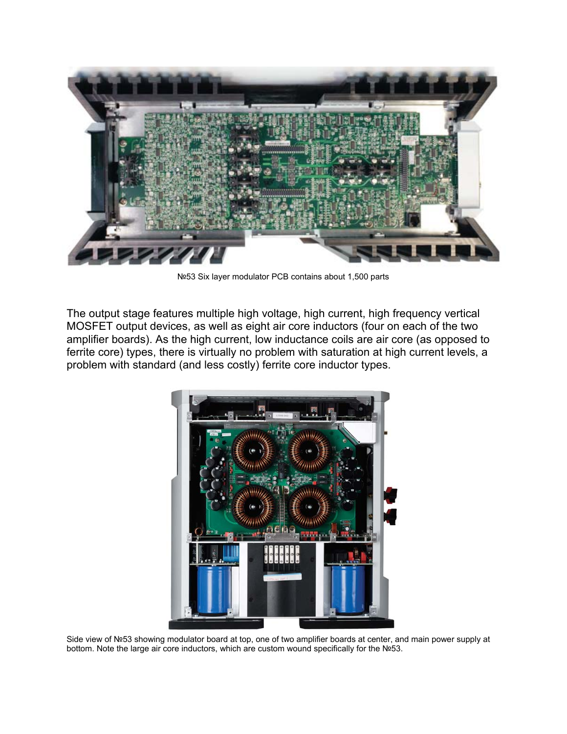№53 Six layer modulator PCB contains about 1,500 parts

The output stage features multiple high voltage, high current, high frequency vertical MOSFET output devices, as well as eight air core inductors (four on each of the two amplifier boards). As the high current, low inductance coils are air core (as opposed to ferrite core) types, there is virtually no problem with saturation at high current levels, a problem with standard (and less costly) ferrite core inductor types.

Side view of №53 showing modulator board at top, one of two amplifier boards at center, and main power supply at bottom. Note the large air core inductors, which are custom wound specifically for the №53.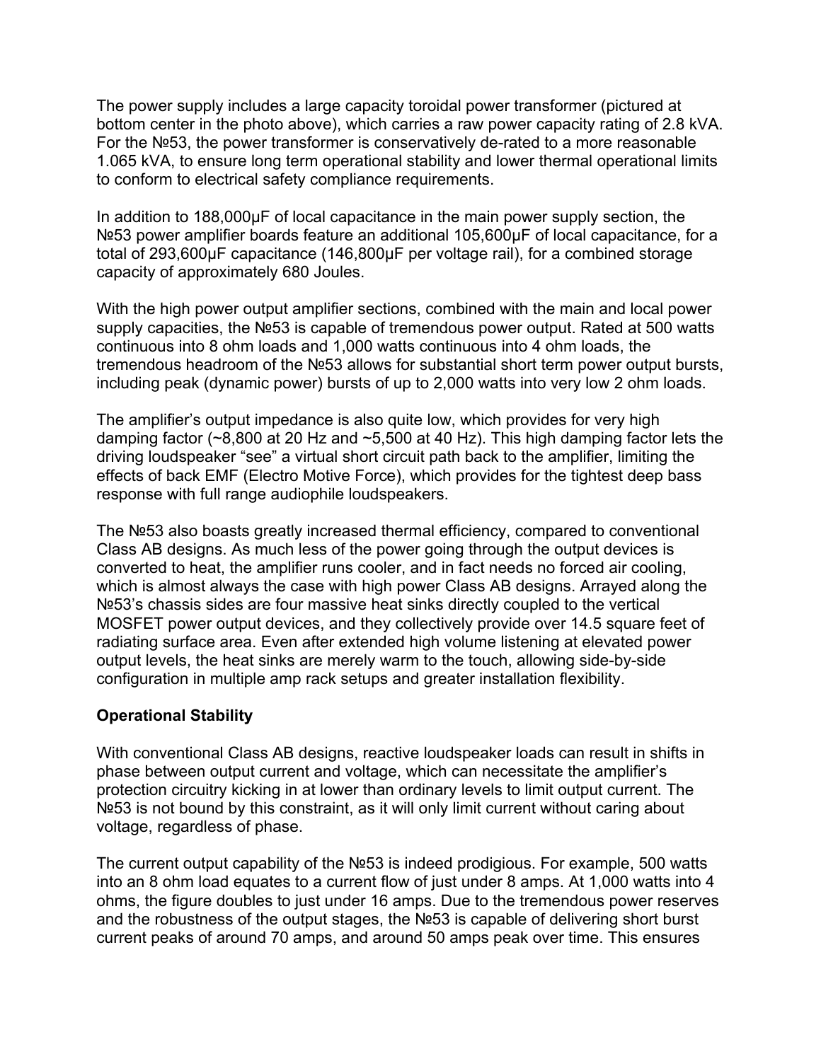The power supply includes a large capacity toroidal power transformer (pictured at bottom center in the photo above), which carries a raw power capacity rating of 2.8 kVA. For the №53, the power transformer is conservatively de-rated to a more reasonable 1.065 kVA, to ensure long term operational stability and lower thermal operational limits to conform to electrical safety compliance requirements.

In addition to 188,000μF of local capacitance in the main power supply section, the №53 power amplifier boards feature an additional 105,600μF of local capacitance, for a total of 293,600μF capacitance (146,800μF per voltage rail), for a combined storage capacity of approximately 680 Joules.

With the high power output amplifier sections, combined with the main and local power supply capacities, the №53 is capable of tremendous power output. Rated at 500 watts continuous into 8 ohm loads and 1,000 watts continuous into 4 ohm loads, the tremendous headroom of the №53 allows for substantial short term power output bursts, including peak (dynamic power) bursts of up to 2,000 watts into very low 2 ohm loads.

The amplifier's output impedance is also quite low, which provides for very high damping factor (~8,800 at 20 Hz and ~5,500 at 40 Hz). This high damping factor lets the driving loudspeaker "see" a virtual short circuit path back to the amplifier, limiting the effects of back EMF (Electro Motive Force), which provides for the tightest deep bass response with full range audiophile loudspeakers.

The №53 also boasts greatly increased thermal efficiency, compared to conventional Class AB designs. As much less of the power going through the output devices is converted to heat, the amplifier runs cooler, and in fact needs no forced air cooling, which is almost always the case with high power Class AB designs. Arrayed along the №53's chassis sides are four massive heat sinks directly coupled to the vertical MOSFET power output devices, and they collectively provide over 14.5 square feet of radiating surface area. Even after extended high volume listening at elevated power output levels, the heat sinks are merely warm to the touch, allowing side-by-side configuration in multiple amp rack setups and greater installation flexibility.

**Operational Stability**

With conventional Class AB designs, reactive loudspeaker loads can result in shifts in phase between output current and voltage, which can necessitate the amplifier's protection circuitry kicking in at lower than ordinary levels to limit output current. The №53 is not bound by this constraint, as it will only limit current without caring about voltage, regardless of phase.

The current output capability of the №53 is indeed prodigious. For example, 500 watts into an 8 ohm load equates to a current flow of just under 8 amps. At 1,000 watts into 4 ohms, the figure doubles to just under 16 amps. Due to the tremendous power reserves and the robustness of the output stages, the №53 is capable of delivering short burst current peaks of around 70 amps, and around 50 amps peak over time. This ensures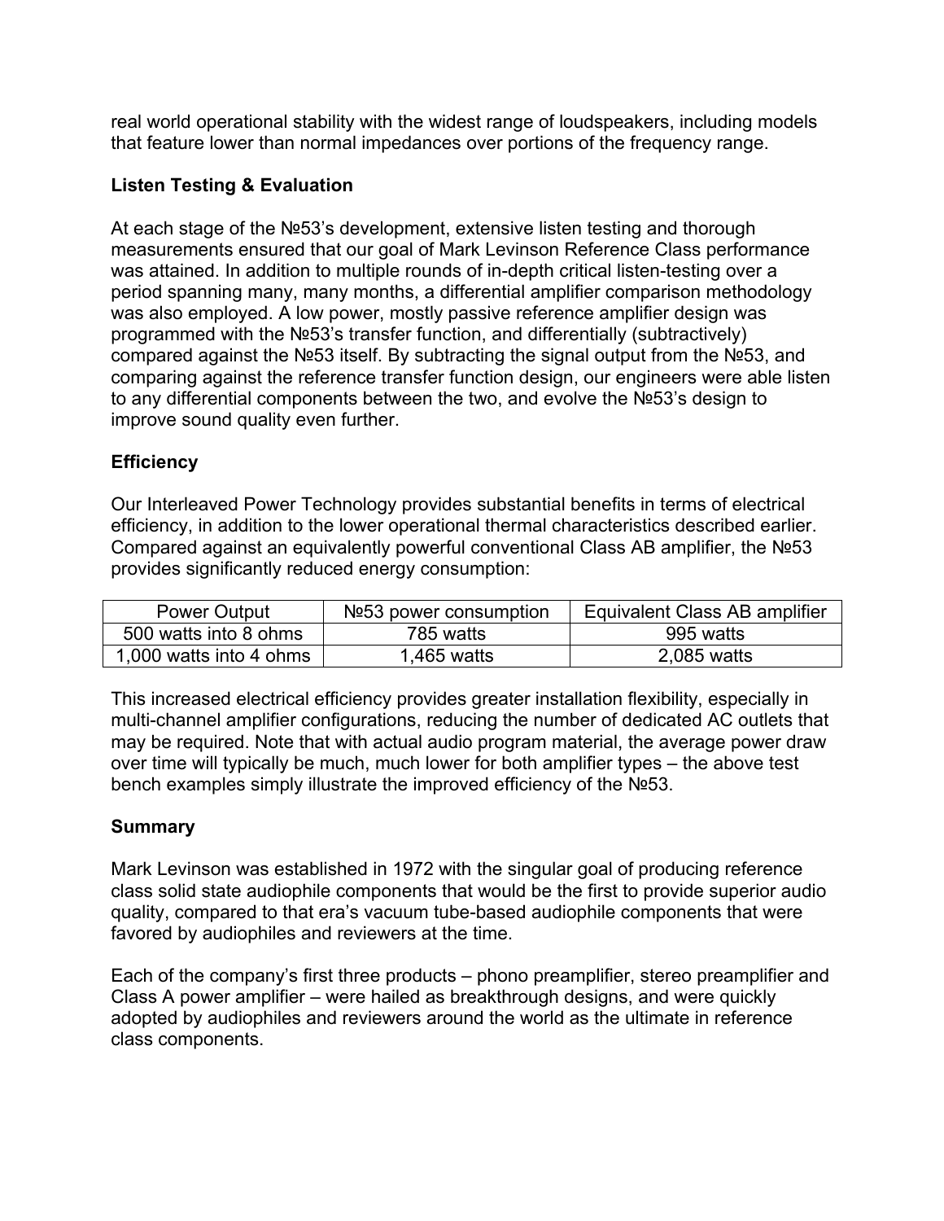real world operational stability with the widest range of loudspeakers, including models that feature lower than normal impedances over portions of the frequency range.

## Listen Testing & Evaluation

At each stage of the №53's development, extensive listen testing and thorough measurements ensured that our goal of Mark Levinson Reference Class performance was attained. In addition to multiple rounds of in-depth critical listen-testing over a period spanning many, many months, a differential amplifier comparison methodology was also employed. A low power, mostly passive reference amplifier design was programmed with the №53's transfer function, and differentially (subtractively) compared against the №53 itself. By subtracting the signal output from the №53, and comparing against the reference transfer function design, our engineers were able listen to any differential components between the two, and evolve the №53's design to improve sound quality even further.

## Efficiency

Our Interleaved Power Technology provides substantial benefits in terms of electrical efficiency, in addition to the lower operational thermal characteristics described earlier. Compared against an equivalently powerful conventional Class AB amplifier, the №53 provides significantly reduced energy consumption:

| Power Output | №53 power consumption | Equivalent Class AB amplifier |
|---|---|---|
| 500 watts into 8 ohms | 785 watts | 995 watts |
| 1,000 watts into 4 ohms | 1,465 watts | 2,085 watts |

This increased electrical efficiency provides greater installation flexibility, especially in multi-channel amplifier configurations, reducing the number of dedicated AC outlets that may be required. Note that with actual audio program material, the average power draw over time will typically be much, much lower for both amplifier types – the above test bench examples simply illustrate the improved efficiency of the №53.

## Summary

Mark Levinson was established in 1972 with the singular goal of producing reference class solid state audiophile components that would be the first to provide superior audio quality, compared to that era's vacuum tube-based audiophile components that were favored by audiophiles and reviewers at the time.

Each of the company's first three products – phono preamplifier, stereo preamplifier and Class A power amplifier – were hailed as breakthrough designs, and were quickly adopted by audiophiles and reviewers around the world as the ultimate in reference class components.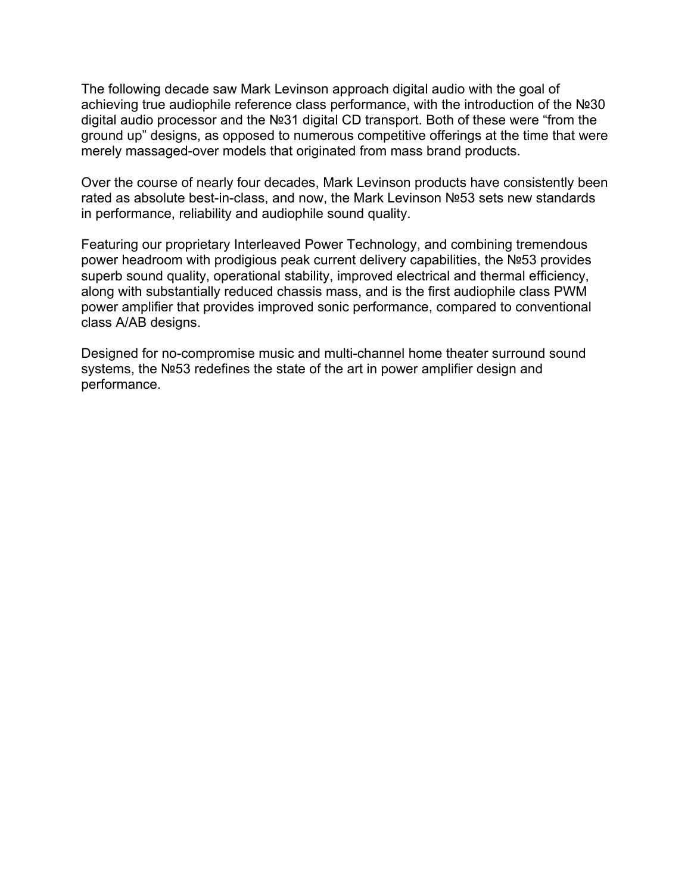The following decade saw Mark Levinson approach digital audio with the goal of achieving true audiophile reference class performance, with the introduction of the №30 digital audio processor and the №31 digital CD transport. Both of these were “from the ground up” designs, as opposed to numerous competitive offerings at the time that were merely massaged-over models that originated from mass brand products.

Over the course of nearly four decades, Mark Levinson products have consistently been rated as absolute best-in-class, and now, the Mark Levinson №53 sets new standards in performance, reliability and audiophile sound quality.

Featuring our proprietary Interleaved Power Technology, and combining tremendous power headroom with prodigious peak current delivery capabilities, the №53 provides superb sound quality, operational stability, improved electrical and thermal efficiency, along with substantially reduced chassis mass, and is the first audiophile class PWM power amplifier that provides improved sonic performance, compared to conventional class A/AB designs.

Designed for no-compromise music and multi-channel home theater surround sound systems, the №53 redefines the state of the art in power amplifier design and performance.